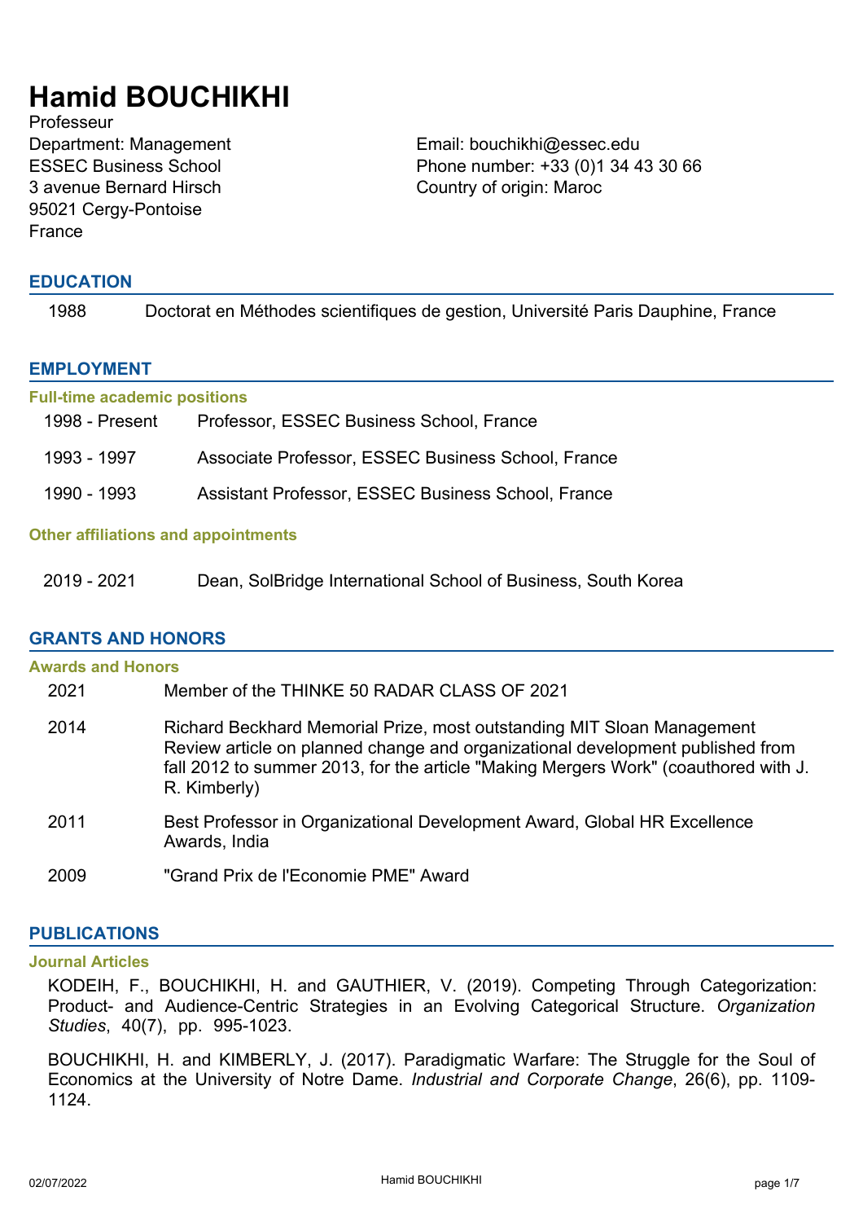# Hamid BOUCHIKHI

Professeur
Department: Management
ESSEC Business School
3 avenue Bernard Hirsch
95021 Cergy-Pontoise
France

Email: bouchikhi@essec.edu
Phone number: +33 (0)1 34 43 30 66
Country of origin: Maroc

## EDUCATION

1988 Doctorat en Méthodes scientifiques de gestion, Université Paris Dauphine, France

## EMPLOYMENT

### Full-time academic positions

1998 - Present Professor, ESSEC Business School, France

1993 - 1997 Associate Professor, ESSEC Business School, France

1990 - 1993 Assistant Professor, ESSEC Business School, France

### Other affiliations and appointments

2019 - 2021 Dean, SolBridge International School of Business, South Korea

## GRANTS AND HONORS

### Awards and Honors

2021 Member of the THINKE 50 RADAR CLASS OF 2021

2014 Richard Beckhard Memorial Prize, most outstanding MIT Sloan Management Review article on planned change and organizational development published from fall 2012 to summer 2013, for the article "Making Mergers Work" (coauthored with J. R. Kimberly)

2011 Best Professor in Organizational Development Award, Global HR Excellence Awards, India

2009 "Grand Prix de l'Economie PME" Award

## PUBLICATIONS

### Journal Articles

KODEIH, F., BOUCHIKHI, H. and GAUTHIER, V. (2019). Competing Through Categorization: Product- and Audience-Centric Strategies in an Evolving Categorical Structure. *Organization Studies*, 40(7), pp. 995-1023.

BOUCHIKHI, H. and KIMBERLY, J. (2017). Paradigmatic Warfare: The Struggle for the Soul of Economics at the University of Notre Dame. *Industrial and Corporate Change*, 26(6), pp. 1109-1124.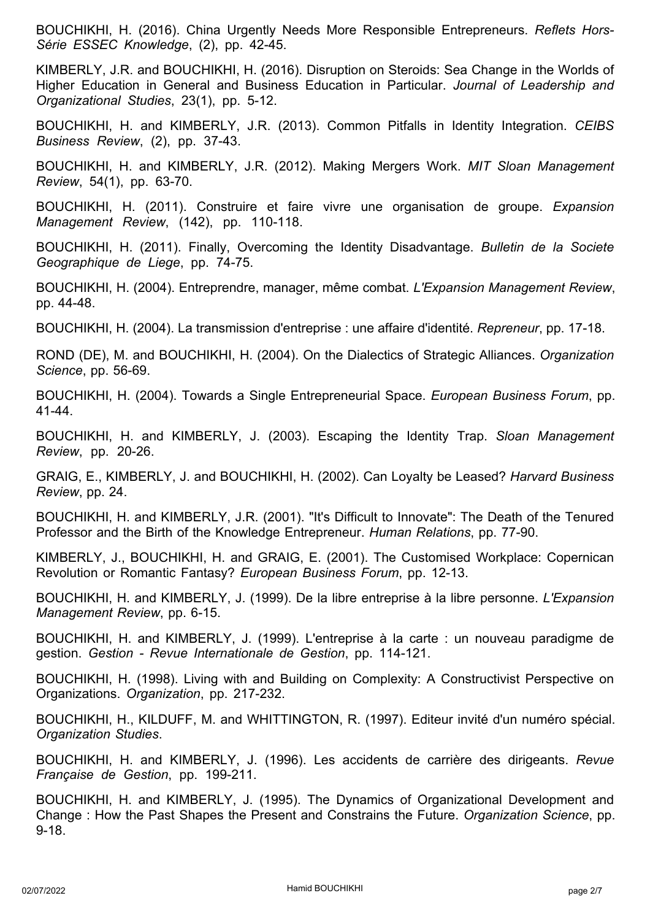BOUCHIKHI, H. (2016). China Urgently Needs More Responsible Entrepreneurs. *Reflets Hors-Série ESSEC Knowledge*, (2), pp. 42-45.

KIMBERLY, J.R. and BOUCHIKHI, H. (2016). Disruption on Steroids: Sea Change in the Worlds of Higher Education in General and Business Education in Particular. *Journal of Leadership and Organizational Studies*, 23(1), pp. 5-12.

BOUCHIKHI, H. and KIMBERLY, J.R. (2013). Common Pitfalls in Identity Integration. *CEIBS Business Review*, (2), pp. 37-43.

BOUCHIKHI, H. and KIMBERLY, J.R. (2012). Making Mergers Work. *MIT Sloan Management Review*, 54(1), pp. 63-70.

BOUCHIKHI, H. (2011). Construire et faire vivre une organisation de groupe. *Expansion Management Review*, (142), pp. 110-118.

BOUCHIKHI, H. (2011). Finally, Overcoming the Identity Disadvantage. *Bulletin de la Societe Geographique de Liege*, pp. 74-75.

BOUCHIKHI, H. (2004). Entreprendre, manager, même combat. *L'Expansion Management Review*, pp. 44-48.

BOUCHIKHI, H. (2004). La transmission d'entreprise : une affaire d'identité. *Repreneur*, pp. 17-18.

ROND (DE), M. and BOUCHIKHI, H. (2004). On the Dialectics of Strategic Alliances. *Organization Science*, pp. 56-69.

BOUCHIKHI, H. (2004). Towards a Single Entrepreneurial Space. *European Business Forum*, pp. 41-44.

BOUCHIKHI, H. and KIMBERLY, J. (2003). Escaping the Identity Trap. *Sloan Management Review*, pp. 20-26.

GRAIG, E., KIMBERLY, J. and BOUCHIKHI, H. (2002). Can Loyalty be Leased? *Harvard Business Review*, pp. 24.

BOUCHIKHI, H. and KIMBERLY, J.R. (2001). "It's Difficult to Innovate": The Death of the Tenured Professor and the Birth of the Knowledge Entrepreneur. *Human Relations*, pp. 77-90.

KIMBERLY, J., BOUCHIKHI, H. and GRAIG, E. (2001). The Customised Workplace: Copernican Revolution or Romantic Fantasy? *European Business Forum*, pp. 12-13.

BOUCHIKHI, H. and KIMBERLY, J. (1999). De la libre entreprise à la libre personne. *L'Expansion Management Review*, pp. 6-15.

BOUCHIKHI, H. and KIMBERLY, J. (1999). L'entreprise à la carte : un nouveau paradigme de gestion. *Gestion - Revue Internationale de Gestion*, pp. 114-121.

BOUCHIKHI, H. (1998). Living with and Building on Complexity: A Constructivist Perspective on Organizations. *Organization*, pp. 217-232.

BOUCHIKHI, H., KILDUFF, M. and WHITTINGTON, R. (1997). Editeur invité d'un numéro spécial. *Organization Studies*.

BOUCHIKHI, H. and KIMBERLY, J. (1996). Les accidents de carrière des dirigeants. *Revue Française de Gestion*, pp. 199-211.

BOUCHIKHI, H. and KIMBERLY, J. (1995). The Dynamics of Organizational Development and Change : How the Past Shapes the Present and Constrains the Future. *Organization Science*, pp. 9-18.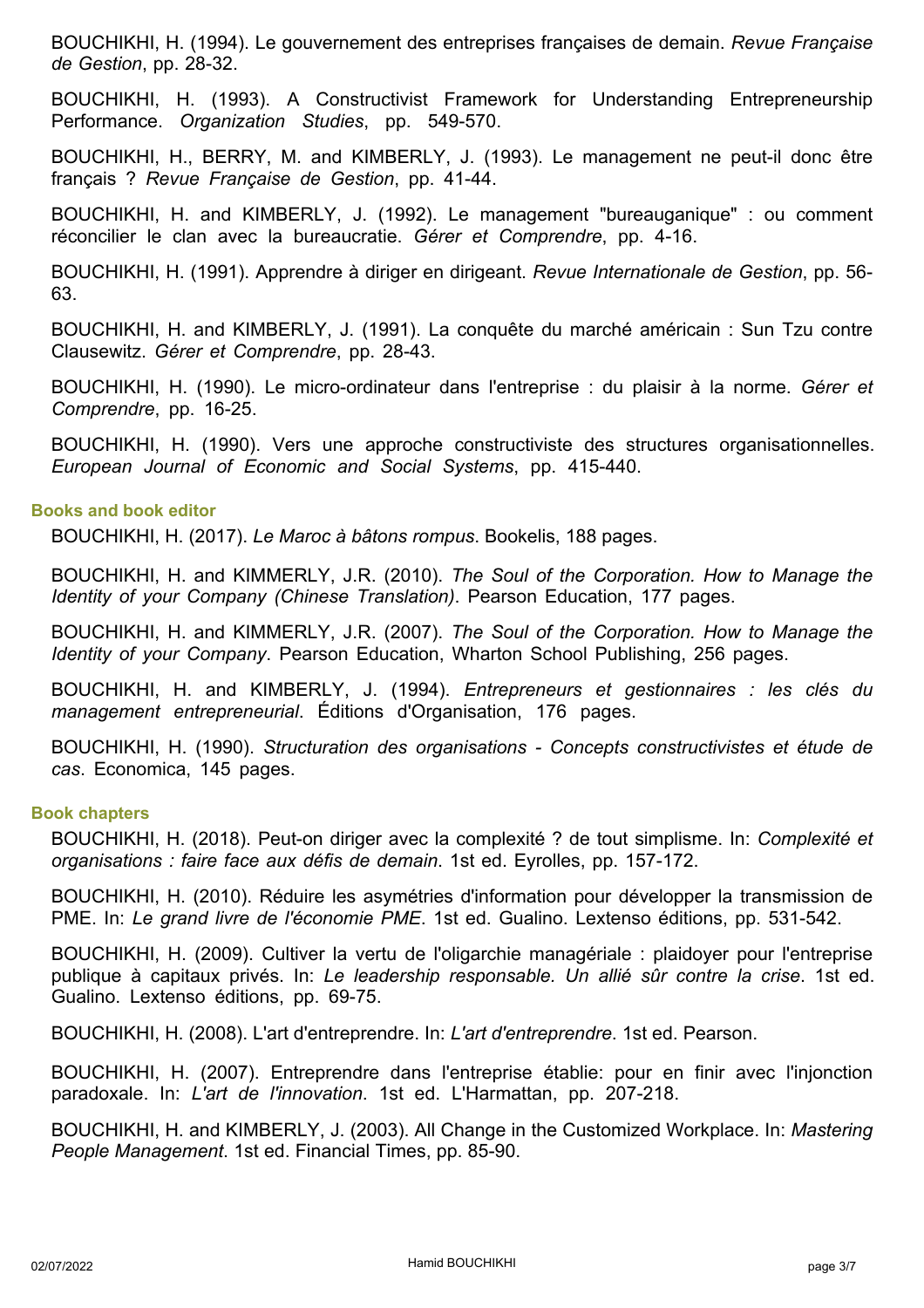BOUCHIKHI, H. (1994). Le gouvernement des entreprises françaises de demain. *Revue Française de Gestion*, pp. 28-32.

BOUCHIKHI, H. (1993). A Constructivist Framework for Understanding Entrepreneurship Performance. *Organization Studies*, pp. 549-570.

BOUCHIKHI, H., BERRY, M. and KIMBERLY, J. (1993). Le management ne peut-il donc être français ? *Revue Française de Gestion*, pp. 41-44.

BOUCHIKHI, H. and KIMBERLY, J. (1992). Le management "bureauganique" : ou comment réconcilier le clan avec la bureaucratie. *Gérer et Comprendre*, pp. 4-16.

BOUCHIKHI, H. (1991). Apprendre à diriger en dirigeant. *Revue Internationale de Gestion*, pp. 56-63.

BOUCHIKHI, H. and KIMBERLY, J. (1991). La conquête du marché américain : Sun Tzu contre Clausewitz. *Gérer et Comprendre*, pp. 28-43.

BOUCHIKHI, H. (1990). Le micro-ordinateur dans l'entreprise : du plaisir à la norme. *Gérer et Comprendre*, pp. 16-25.

BOUCHIKHI, H. (1990). Vers une approche constructiviste des structures organisationnelles. *European Journal of Economic and Social Systems*, pp. 415-440.

### Books and book editor

BOUCHIKHI, H. (2017). *Le Maroc à bâtons rompus*. Bookelis, 188 pages.

BOUCHIKHI, H. and KIMMERLY, J.R. (2010). *The Soul of the Corporation. How to Manage the Identity of your Company (Chinese Translation)*. Pearson Education, 177 pages.

BOUCHIKHI, H. and KIMMERLY, J.R. (2007). *The Soul of the Corporation. How to Manage the Identity of your Company*. Pearson Education, Wharton School Publishing, 256 pages.

BOUCHIKHI, H. and KIMBERLY, J. (1994). *Entrepreneurs et gestionnaires : les clés du management entrepreneurial*. Éditions d'Organisation, 176 pages.

BOUCHIKHI, H. (1990). *Structuration des organisations - Concepts constructivistes et étude de cas*. Economica, 145 pages.

### Book chapters

BOUCHIKHI, H. (2018). Peut-on diriger avec la complexité ? de tout simplisme. In: *Complexité et organisations : faire face aux défis de demain*. 1st ed. Eyrolles, pp. 157-172.

BOUCHIKHI, H. (2010). Réduire les asymétries d'information pour développer la transmission de PME. In: *Le grand livre de l'économie PME*. 1st ed. Gualino. Lextenso éditions, pp. 531-542.

BOUCHIKHI, H. (2009). Cultiver la vertu de l'oligarchie managériale : plaidoyer pour l'entreprise publique à capitaux privés. In: *Le leadership responsable. Un allié sûr contre la crise*. 1st ed. Gualino. Lextenso éditions, pp. 69-75.

BOUCHIKHI, H. (2008). L'art d'entreprendre. In: *L'art d'entreprendre*. 1st ed. Pearson.

BOUCHIKHI, H. (2007). Entreprendre dans l'entreprise établie: pour en finir avec l'injonction paradoxale. In: *L'art de l'innovation*. 1st ed. L'Harmattan, pp. 207-218.

BOUCHIKHI, H. and KIMBERLY, J. (2003). All Change in the Customized Workplace. In: *Mastering People Management*. 1st ed. Financial Times, pp. 85-90.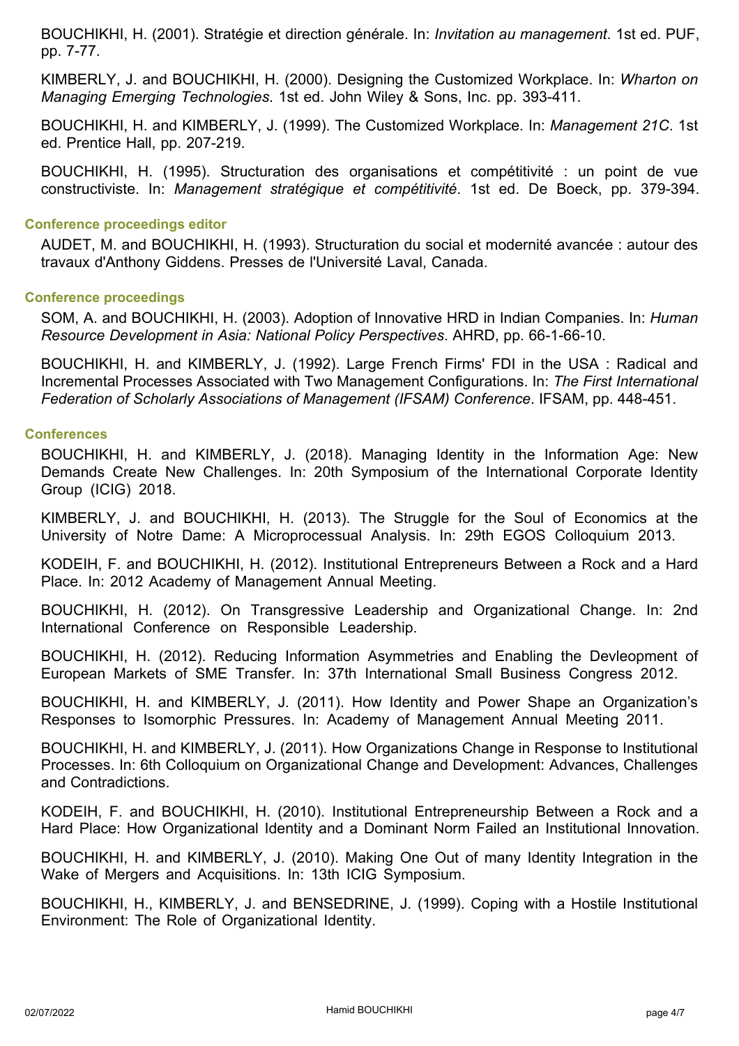BOUCHIKHI, H. (2001). Stratégie et direction générale. In: *Invitation au management*. 1st ed. PUF, pp. 7-77.

KIMBERLY, J. and BOUCHIKHI, H. (2000). Designing the Customized Workplace. In: *Wharton on Managing Emerging Technologies*. 1st ed. John Wiley & Sons, Inc. pp. 393-411.

BOUCHIKHI, H. and KIMBERLY, J. (1999). The Customized Workplace. In: *Management 21C*. 1st ed. Prentice Hall, pp. 207-219.

BOUCHIKHI, H. (1995). Structuration des organisations et compétitivité : un point de vue constructiviste. In: *Management stratégique et compétitivité*. 1st ed. De Boeck, pp. 379-394.

### Conference proceedings editor

AUDET, M. and BOUCHIKHI, H. (1993). Structuration du social et modernité avancée : autour des travaux d'Anthony Giddens. Presses de l'Université Laval, Canada.

### Conference proceedings

SOM, A. and BOUCHIKHI, H. (2003). Adoption of Innovative HRD in Indian Companies. In: *Human Resource Development in Asia: National Policy Perspectives*. AHRD, pp. 66-1-66-10.

BOUCHIKHI, H. and KIMBERLY, J. (1992). Large French Firms' FDI in the USA : Radical and Incremental Processes Associated with Two Management Configurations. In: *The First International Federation of Scholarly Associations of Management (IFSAM) Conference*. IFSAM, pp. 448-451.

### Conferences

BOUCHIKHI, H. and KIMBERLY, J. (2018). Managing Identity in the Information Age: New Demands Create New Challenges. In: 20th Symposium of the International Corporate Identity Group (ICIG) 2018.

KIMBERLY, J. and BOUCHIKHI, H. (2013). The Struggle for the Soul of Economics at the University of Notre Dame: A Microprocessual Analysis. In: 29th EGOS Colloquium 2013.

KODEIH, F. and BOUCHIKHI, H. (2012). Institutional Entrepreneurs Between a Rock and a Hard Place. In: 2012 Academy of Management Annual Meeting.

BOUCHIKHI, H. (2012). On Transgressive Leadership and Organizational Change. In: 2nd International Conference on Responsible Leadership.

BOUCHIKHI, H. (2012). Reducing Information Asymmetries and Enabling the Devleopment of European Markets of SME Transfer. In: 37th International Small Business Congress 2012.

BOUCHIKHI, H. and KIMBERLY, J. (2011). How Identity and Power Shape an Organization's Responses to Isomorphic Pressures. In: Academy of Management Annual Meeting 2011.

BOUCHIKHI, H. and KIMBERLY, J. (2011). How Organizations Change in Response to Institutional Processes. In: 6th Colloquium on Organizational Change and Development: Advances, Challenges and Contradictions.

KODEIH, F. and BOUCHIKHI, H. (2010). Institutional Entrepreneurship Between a Rock and a Hard Place: How Organizational Identity and a Dominant Norm Failed an Institutional Innovation.

BOUCHIKHI, H. and KIMBERLY, J. (2010). Making One Out of many Identity Integration in the Wake of Mergers and Acquisitions. In: 13th ICIG Symposium.

BOUCHIKHI, H., KIMBERLY, J. and BENSEDRINE, J. (1999). Coping with a Hostile Institutional Environment: The Role of Organizational Identity.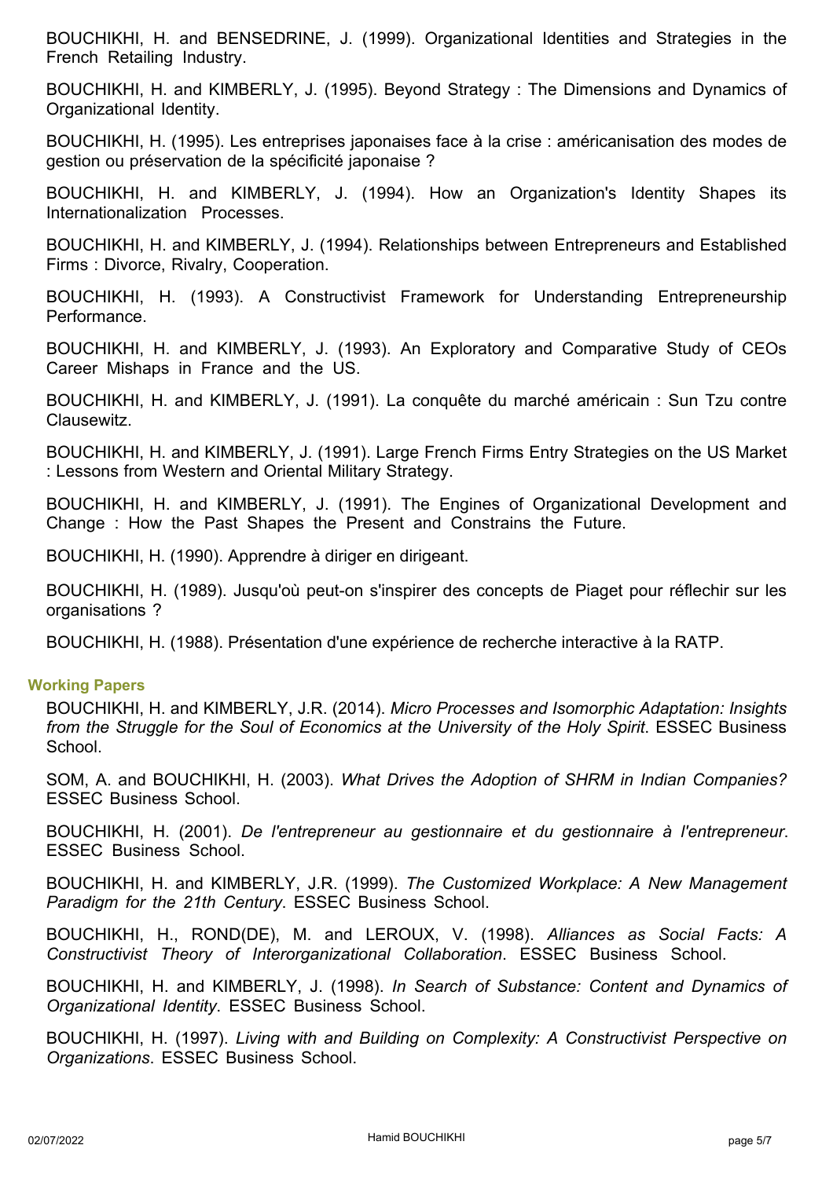BOUCHIKHI, H. and BENSEDRINE, J. (1999). Organizational Identities and Strategies in the French Retailing Industry.

BOUCHIKHI, H. and KIMBERLY, J. (1995). Beyond Strategy : The Dimensions and Dynamics of Organizational Identity.

BOUCHIKHI, H. (1995). Les entreprises japonaises face à la crise : américanisation des modes de gestion ou préservation de la spécificité japonaise ?

BOUCHIKHI, H. and KIMBERLY, J. (1994). How an Organization's Identity Shapes its Internationalization Processes.

BOUCHIKHI, H. and KIMBERLY, J. (1994). Relationships between Entrepreneurs and Established Firms : Divorce, Rivalry, Cooperation.

BOUCHIKHI, H. (1993). A Constructivist Framework for Understanding Entrepreneurship Performance.

BOUCHIKHI, H. and KIMBERLY, J. (1993). An Exploratory and Comparative Study of CEOs Career Mishaps in France and the US.

BOUCHIKHI, H. and KIMBERLY, J. (1991). La conquête du marché américain : Sun Tzu contre Clausewitz.

BOUCHIKHI, H. and KIMBERLY, J. (1991). Large French Firms Entry Strategies on the US Market : Lessons from Western and Oriental Military Strategy.

BOUCHIKHI, H. and KIMBERLY, J. (1991). The Engines of Organizational Development and Change : How the Past Shapes the Present and Constrains the Future.

BOUCHIKHI, H. (1990). Apprendre à diriger en dirigeant.

BOUCHIKHI, H. (1989). Jusqu'où peut-on s'inspirer des concepts de Piaget pour réflechir sur les organisations ?

BOUCHIKHI, H. (1988). Présentation d'une expérience de recherche interactive à la RATP.

#### Working Papers

BOUCHIKHI, H. and KIMBERLY, J.R. (2014). *Micro Processes and Isomorphic Adaptation: Insights from the Struggle for the Soul of Economics at the University of the Holy Spirit*. ESSEC Business School.

SOM, A. and BOUCHIKHI, H. (2003). *What Drives the Adoption of SHRM in Indian Companies?* ESSEC Business School.

BOUCHIKHI, H. (2001). *De l'entrepreneur au gestionnaire et du gestionnaire à l'entrepreneur*. ESSEC Business School.

BOUCHIKHI, H. and KIMBERLY, J.R. (1999). *The Customized Workplace: A New Management Paradigm for the 21th Century*. ESSEC Business School.

BOUCHIKHI, H., ROND(DE), M. and LEROUX, V. (1998). *Alliances as Social Facts: A Constructivist Theory of Interorganizational Collaboration*. ESSEC Business School.

BOUCHIKHI, H. and KIMBERLY, J. (1998). *In Search of Substance: Content and Dynamics of Organizational Identity*. ESSEC Business School.

BOUCHIKHI, H. (1997). *Living with and Building on Complexity: A Constructivist Perspective on Organizations*. ESSEC Business School.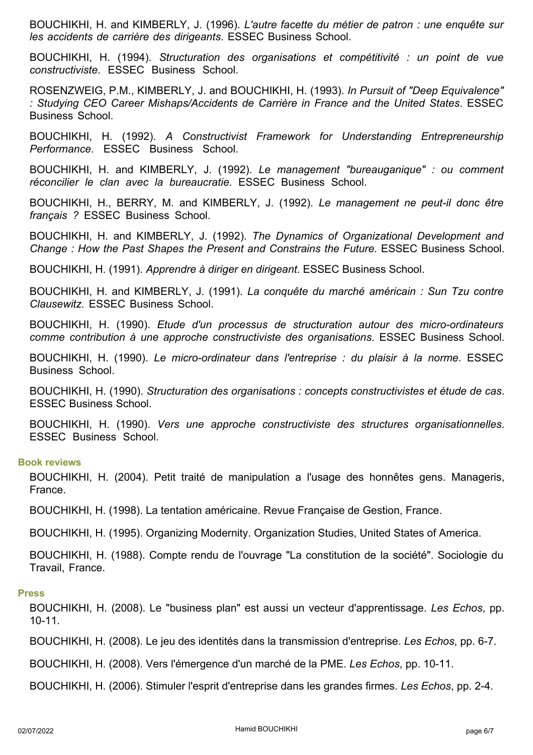BOUCHIKHI, H. and KIMBERLY, J. (1996). *L'autre facette du métier de patron : une enquête sur les accidents de carrière des dirigeants*. ESSEC Business School.

BOUCHIKHI, H. (1994). *Structuration des organisations et compétitivité : un point de vue constructiviste*. ESSEC Business School.

ROSENZWEIG, P.M., KIMBERLY, J. and BOUCHIKHI, H. (1993). *In Pursuit of "Deep Equivalence" : Studying CEO Career Mishaps/Accidents de Carrière in France and the United States*. ESSEC Business School.

BOUCHIKHI, H. (1992). *A Constructivist Framework for Understanding Entrepreneurship Performance*. ESSEC Business School.

BOUCHIKHI, H. and KIMBERLY, J. (1992). *Le management "bureauganique" : ou comment réconcilier le clan avec la bureaucratie*. ESSEC Business School.

BOUCHIKHI, H., BERRY, M. and KIMBERLY, J. (1992). *Le management ne peut-il donc être français ?* ESSEC Business School.

BOUCHIKHI, H. and KIMBERLY, J. (1992). *The Dynamics of Organizational Development and Change : How the Past Shapes the Present and Constrains the Future.* ESSEC Business School.

BOUCHIKHI, H. (1991). *Apprendre à diriger en dirigeant*. ESSEC Business School.

BOUCHIKHI, H. and KIMBERLY, J. (1991). *La conquête du marché américain : Sun Tzu contre Clausewitz.* ESSEC Business School.

BOUCHIKHI, H. (1990). *Etude d'un processus de structuration autour des micro-ordinateurs comme contribution à une approche constructiviste des organisations*. ESSEC Business School.

BOUCHIKHI, H. (1990). *Le micro-ordinateur dans l'entreprise : du plaisir à la norme*. ESSEC Business School.

BOUCHIKHI, H. (1990). *Structuration des organisations : concepts constructivistes et étude de cas*. ESSEC Business School.

BOUCHIKHI, H. (1990). *Vers une approche constructiviste des structures organisationnelles*. ESSEC Business School.

### Book reviews

BOUCHIKHI, H. (2004). Petit traité de manipulation a l'usage des honnêtes gens. Manageris, France.

BOUCHIKHI, H. (1998). La tentation américaine. Revue Française de Gestion, France.

BOUCHIKHI, H. (1995). Organizing Modernity. Organization Studies, United States of America.

BOUCHIKHI, H. (1988). Compte rendu de l'ouvrage "La constitution de la société". Sociologie du Travail, France.

### Press

BOUCHIKHI, H. (2008). Le "business plan" est aussi un vecteur d'apprentissage. *Les Echos*, pp. 10-11.

BOUCHIKHI, H. (2008). Le jeu des identités dans la transmission d'entreprise. *Les Echos*, pp. 6-7.

BOUCHIKHI, H. (2008). Vers l'émergence d'un marché de la PME. *Les Echos*, pp. 10-11.

BOUCHIKHI, H. (2006). Stimuler l'esprit d'entreprise dans les grandes firmes. *Les Echos*, pp. 2-4.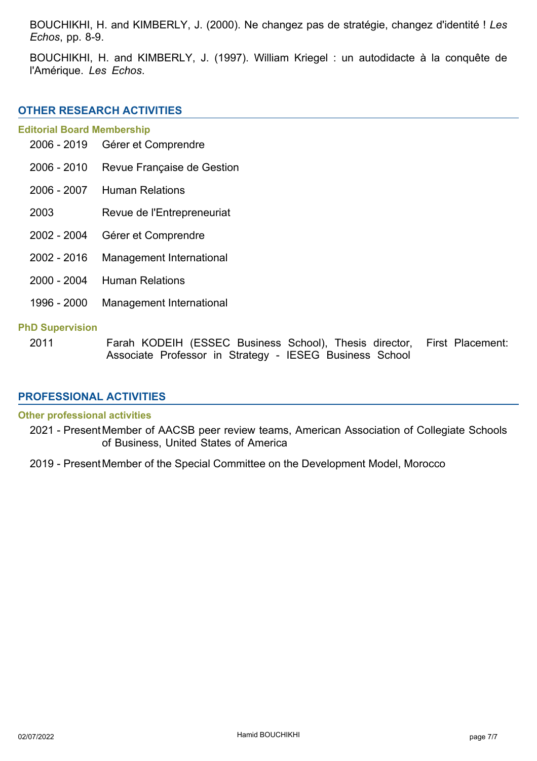BOUCHIKHI, H. and KIMBERLY, J. (2000). Ne changez pas de stratégie, changez d'identité ! *Les Echos*, pp. 8-9.

BOUCHIKHI, H. and KIMBERLY, J. (1997). William Kriegel : un autodidacte à la conquête de l'Amérique. *Les Echos*.

## OTHER RESEARCH ACTIVITIES

### Editorial Board Membership

| | |
|---|---|
| 2006 - 2019 | Gérer et Comprendre |
| 2006 - 2010 | Revue Française de Gestion |
| 2006 - 2007 | Human Relations |
| 2003 | Revue de l'Entrepreneuriat |
| 2002 - 2004 | Gérer et Comprendre |
| 2002 - 2016 | Management International |
| 2000 - 2004 | Human Relations |
| 1996 - 2000 | Management International |

### PhD Supervision

2011 Farah KODEIH (ESSEC Business School), Thesis director, First Placement: Associate Professor in Strategy - IESEG Business School

## PROFESSIONAL ACTIVITIES

### Other professional activities

2021 - Present Member of AACSB peer review teams, American Association of Collegiate Schools of Business, United States of America

2019 - Present Member of the Special Committee on the Development Model, Morocco